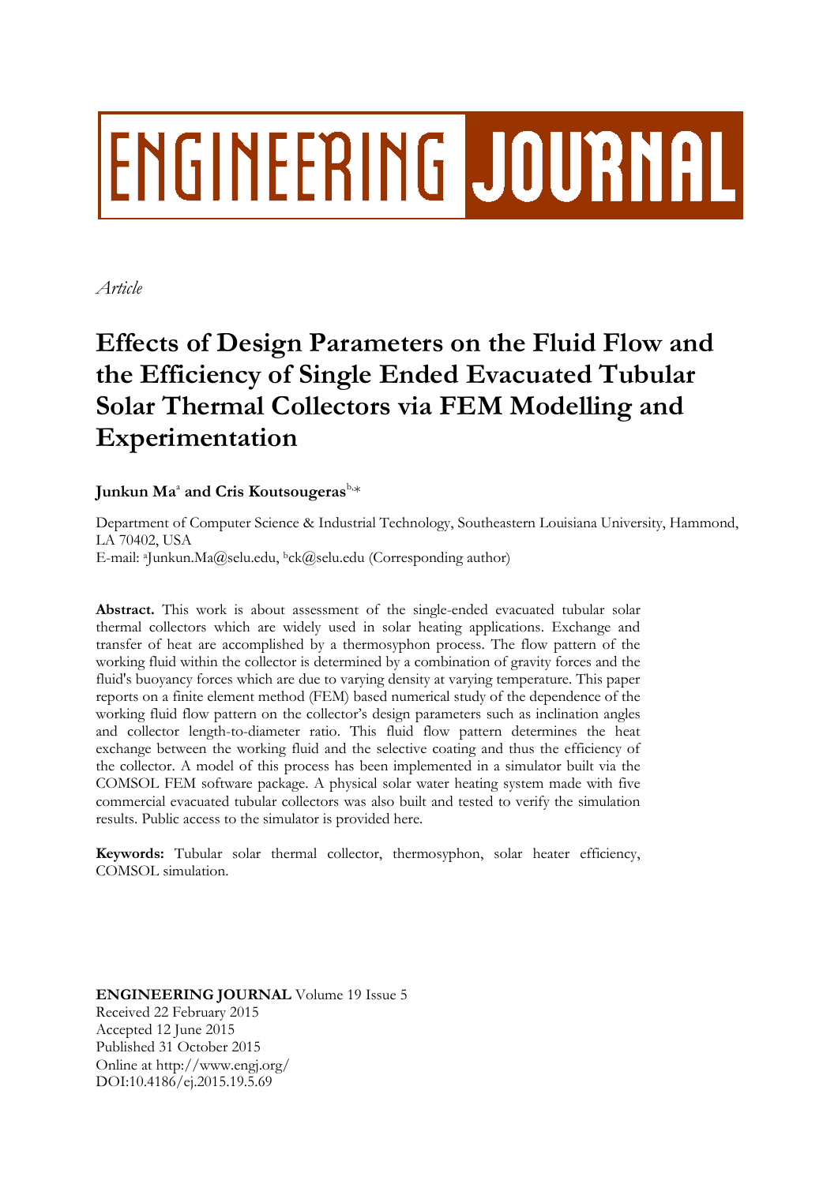# ENGINEERING JOURNAL

*Article*

# Effects of Design Parameters on the Fluid Flow and the Efficiency of Single Ended Evacuated Tubular Solar Thermal Collectors via FEM Modelling and Experimentation

**Junkun Ma**[a] **and Cris Koutsougeras**[b,*]

Department of Computer Science & Industrial Technology, Southeastern Louisiana University, Hammond, LA 70402, USA
E-mail: [a]Junkun.Ma@selu.edu, [b]ck@selu.edu (Corresponding author)

**Abstract.** This work is about assessment of the single-ended evacuated tubular solar thermal collectors which are widely used in solar heating applications. Exchange and transfer of heat are accomplished by a thermosyphon process. The flow pattern of the working fluid within the collector is determined by a combination of gravity forces and the fluid's buoyancy forces which are due to varying density at varying temperature. This paper reports on a finite element method (FEM) based numerical study of the dependence of the working fluid flow pattern on the collector's design parameters such as inclination angles and collector length-to-diameter ratio. This fluid flow pattern determines the heat exchange between the working fluid and the selective coating and thus the efficiency of the collector. A model of this process has been implemented in a simulator built via the COMSOL FEM software package. A physical solar water heating system made with five commercial evacuated tubular collectors was also built and tested to verify the simulation results. Public access to the simulator is provided here.

**Keywords:** Tubular solar thermal collector, thermosyphon, solar heater efficiency, COMSOL simulation.

**ENGINEERING JOURNAL** Volume 19 Issue 5
Received 22 February 2015
Accepted 12 June 2015
Published 31 October 2015
Online at http://www.engj.org/
DOI:10.4186/ej.2015.19.5.69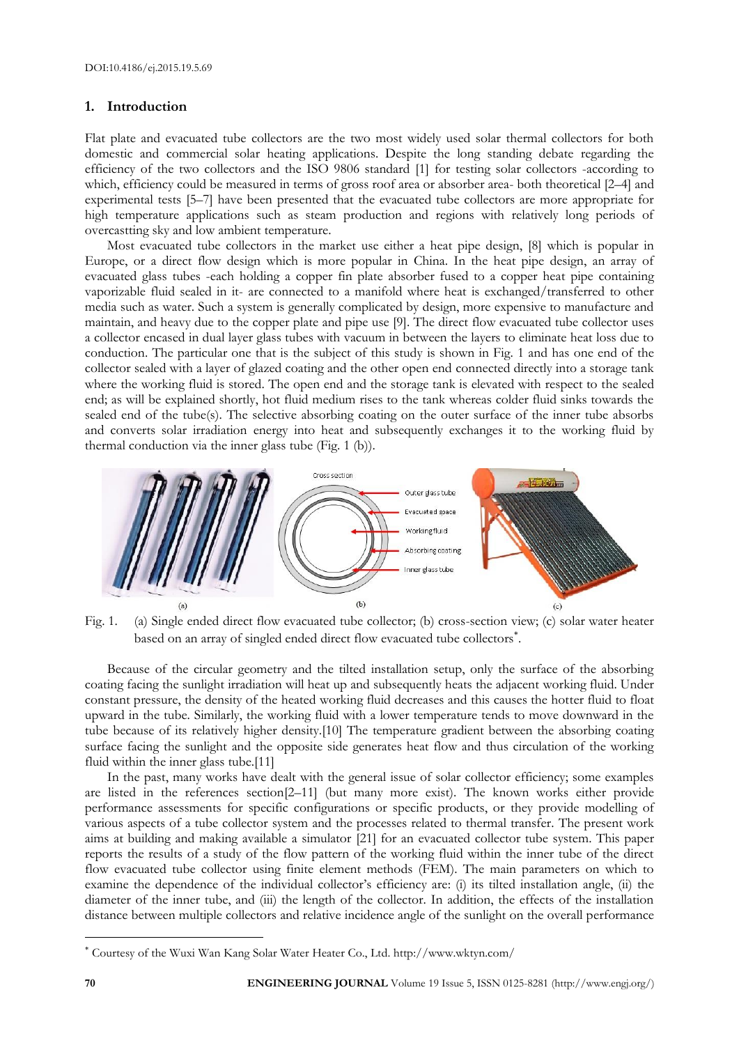## 1. Introduction

Flat plate and evacuated tube collectors are the two most widely used solar thermal collectors for both domestic and commercial solar heating applications. Despite the long standing debate regarding the efficiency of the two collectors and the ISO 9806 standard [1] for testing solar collectors -according to which, efficiency could be measured in terms of gross roof area or absorber area- both theoretical [2–4] and experimental tests [5–7] have been presented that the evacuated tube collectors are more appropriate for high temperature applications such as steam production and regions with relatively long periods of overcastting sky and low ambient temperature.

Most evacuated tube collectors in the market use either a heat pipe design, [8] which is popular in Europe, or a direct flow design which is more popular in China. In the heat pipe design, an array of evacuated glass tubes -each holding a copper fin plate absorber fused to a copper heat pipe containing vaporizable fluid sealed in it- are connected to a manifold where heat is exchanged/transferred to other media such as water. Such a system is generally complicated by design, more expensive to manufacture and maintain, and heavy due to the copper plate and pipe use [9]. The direct flow evacuated tube collector uses a collector encased in dual layer glass tubes with vacuum in between the layers to eliminate heat loss due to conduction. The particular one that is the subject of this study is shown in Fig. 1 and has one end of the collector sealed with a layer of glazed coating and the other open end connected directly into a storage tank where the working fluid is stored. The open end and the storage tank is elevated with respect to the sealed end; as will be explained shortly, hot fluid medium rises to the tank whereas colder fluid sinks towards the sealed end of the tube(s). The selective absorbing coating on the outer surface of the inner tube absorbs and converts solar irradiation energy into heat and subsequently exchanges it to the working fluid by thermal conduction via the inner glass tube (Fig. 1 (b)).

Fig. 1. (a) Single ended direct flow evacuated tube collector; (b) cross-section view; (c) solar water heater based on an array of singled ended direct flow evacuated tube collectors*.

Because of the circular geometry and the tilted installation setup, only the surface of the absorbing coating facing the sunlight irradiation will heat up and subsequently heats the adjacent working fluid. Under constant pressure, the density of the heated working fluid decreases and this causes the hotter fluid to float upward in the tube. Similarly, the working fluid with a lower temperature tends to move downward in the tube because of its relatively higher density.[10] The temperature gradient between the absorbing coating surface facing the sunlight and the opposite side generates heat flow and thus circulation of the working fluid within the inner glass tube.[11]

In the past, many works have dealt with the general issue of solar collector efficiency; some examples are listed in the references section[2–11] (but many more exist). The known works either provide performance assessments for specific configurations or specific products, or they provide modelling of various aspects of a tube collector system and the processes related to thermal transfer. The present work aims at building and making available a simulator [21] for an evacuated collector tube system. This paper reports the results of a study of the flow pattern of the working fluid within the inner tube of the direct flow evacuated tube collector using finite element methods (FEM). The main parameters on which to examine the dependence of the individual collector's efficiency are: (i) its tilted installation angle, (ii) the diameter of the inner tube, and (iii) the length of the collector. In addition, the effects of the installation distance between multiple collectors and relative incidence angle of the sunlight on the overall performance

---

* Courtesy of the Wuxi Wan Kang Solar Water Heater Co., Ltd. http://www.wktyn.com/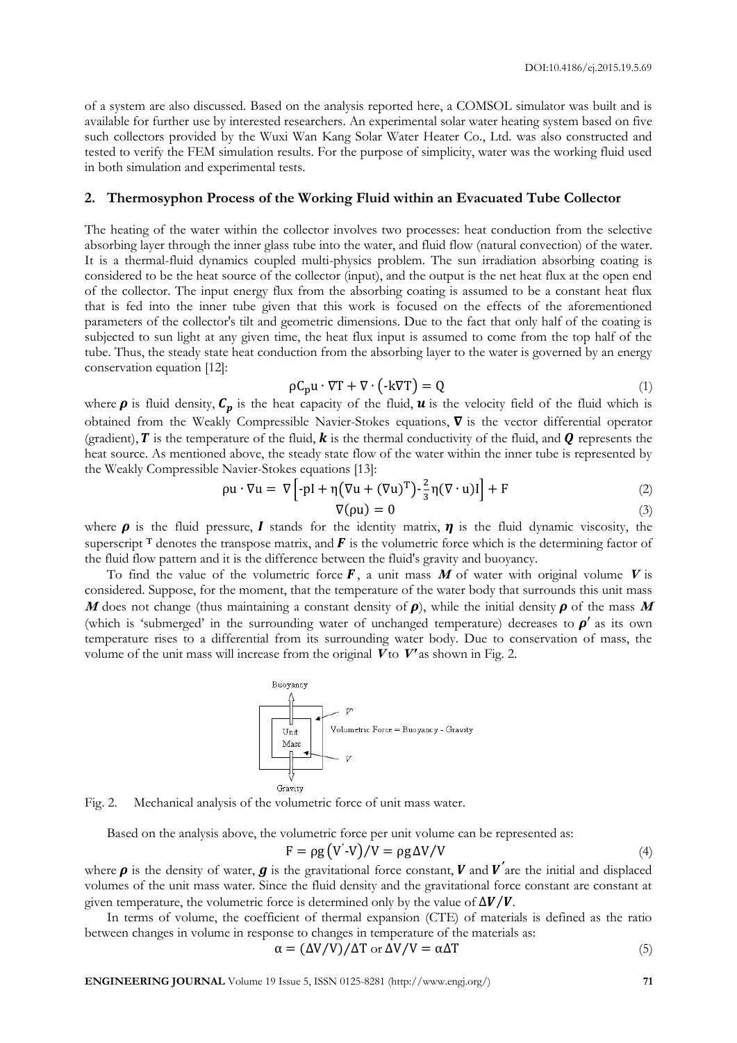of a system are also discussed. Based on the analysis reported here, a COMSOL simulator was built and is available for further use by interested researchers. An experimental solar water heating system based on five such collectors provided by the Wuxi Wan Kang Solar Water Heater Co., Ltd. was also constructed and tested to verify the FEM simulation results. For the purpose of simplicity, water was the working fluid used in both simulation and experimental tests.

## 2. Thermosyphon Process of the Working Fluid within an Evacuated Tube Collector

The heating of the water within the collector involves two processes: heat conduction from the selective absorbing layer through the inner glass tube into the water, and fluid flow (natural convection) of the water. It is a thermal-fluid dynamics coupled multi-physics problem. The sun irradiation absorbing coating is considered to be the heat source of the collector (input), and the output is the net heat flux at the open end of the collector. The input energy flux from the absorbing coating is assumed to be a constant heat flux that is fed into the inner tube given that this work is focused on the effects of the aforementioned parameters of the collector's tilt and geometric dimensions. Due to the fact that only half of the coating is subjected to sun light at any given time, the heat flux input is assumed to come from the top half of the tube. Thus, the steady state heat conduction from the absorbing layer to the water is governed by an energy conservation equation [12]:

$$\rho C_p u \cdot \nabla T + \nabla \cdot (-k\nabla T) = Q \tag{1}$$

where $\boldsymbol{\rho}$ is fluid density, $\boldsymbol{C_p}$ is the heat capacity of the fluid, $\boldsymbol{u}$ is the velocity field of the fluid which is obtained from the Weakly Compressible Navier-Stokes equations, $\boldsymbol{\nabla}$ is the vector differential operator (gradient), $\boldsymbol{T}$ is the temperature of the fluid, $\boldsymbol{k}$ is the thermal conductivity of the fluid, and $\boldsymbol{Q}$ represents the heat source. As mentioned above, the steady state flow of the water within the inner tube is represented by the Weakly Compressible Navier-Stokes equations [13]:

$$\rho u \cdot \nabla u = \nabla \left[ -pI + \eta \left( \nabla u + (\nabla u)^T \right) - \frac{2}{3}\eta(\nabla \cdot u)I \right] + F \tag{2}$$

$$\nabla(\rho u) = 0 \tag{3}$$

where $\boldsymbol{\rho}$ is the fluid pressure, $\boldsymbol{I}$ stands for the identity matrix, $\boldsymbol{\eta}$ is the fluid dynamic viscosity, the superscript $^{\mathbf{T}}$ denotes the transpose matrix, and $\boldsymbol{F}$ is the volumetric force which is the determining factor of the fluid flow pattern and it is the difference between the fluid's gravity and buoyancy.

To find the value of the volumetric force $\boldsymbol{F}$, a unit mass $\boldsymbol{M}$ of water with original volume $\boldsymbol{V}$ is considered. Suppose, for the moment, that the temperature of the water body that surrounds this unit mass $\boldsymbol{M}$ does not change (thus maintaining a constant density of $\boldsymbol{\rho}$), while the initial density $\boldsymbol{\rho}$ of the mass $\boldsymbol{M}$ (which is 'submerged' in the surrounding water of unchanged temperature) decreases to $\boldsymbol{\rho'}$ as its own temperature rises to a differential from its surrounding water body. Due to conservation of mass, the volume of the unit mass will increase from the original $\boldsymbol{V}$ to $\boldsymbol{V'}$ as shown in Fig. 2.

Fig. 2. Mechanical analysis of the volumetric force of unit mass water.

Based on the analysis above, the volumetric force per unit volume can be represented as:

$$F = \rho g \left( V' - V \right) / V = \rho g \Delta V / V \tag{4}$$

where $\boldsymbol{\rho}$ is the density of water, $\boldsymbol{g}$ is the gravitational force constant, $\boldsymbol{V}$ and $\boldsymbol{V'}$ are the initial and displaced volumes of the unit mass water. Since the fluid density and the gravitational force constant are constant at given temperature, the volumetric force is determined only by the value of $\boldsymbol{\Delta V/V}$.

In terms of volume, the coefficient of thermal expansion (CTE) of materials is defined as the ratio between changes in volume in response to changes in temperature of the materials as:

$$\alpha = (\Delta V/V)/\Delta T \text{ or } \Delta V/V = \alpha \Delta T \tag{5}$$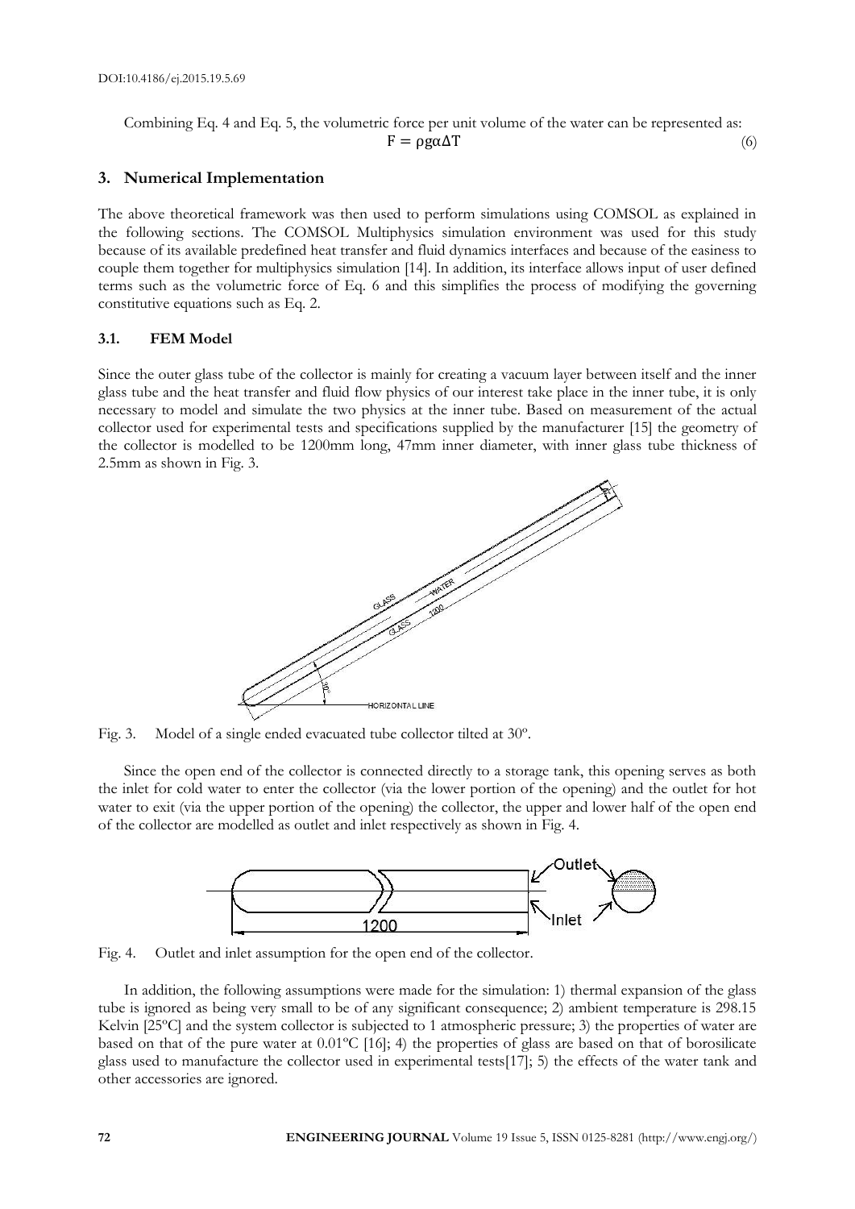Combining Eq. 4 and Eq. 5, the volumetric force per unit volume of the water can be represented as:

$$F = \rho g \alpha \Delta T \tag{6}$$

## 3. Numerical Implementation

The above theoretical framework was then used to perform simulations using COMSOL as explained in the following sections. The COMSOL Multiphysics simulation environment was used for this study because of its available predefined heat transfer and fluid dynamics interfaces and because of the easiness to couple them together for multiphysics simulation [14]. In addition, its interface allows input of user defined terms such as the volumetric force of Eq. 6 and this simplifies the process of modifying the governing constitutive equations such as Eq. 2.

### 3.1. FEM Model

Since the outer glass tube of the collector is mainly for creating a vacuum layer between itself and the inner glass tube and the heat transfer and fluid flow physics of our interest take place in the inner tube, it is only necessary to model and simulate the two physics at the inner tube. Based on measurement of the actual collector used for experimental tests and specifications supplied by the manufacturer [15] the geometry of the collector is modelled to be 1200mm long, 47mm inner diameter, with inner glass tube thickness of 2.5mm as shown in Fig. 3.

Fig. 3. Model of a single ended evacuated tube collector tilted at 30º.

Since the open end of the collector is connected directly to a storage tank, this opening serves as both the inlet for cold water to enter the collector (via the lower portion of the opening) and the outlet for hot water to exit (via the upper portion of the opening) the collector, the upper and lower half of the open end of the collector are modelled as outlet and inlet respectively as shown in Fig. 4.

Fig. 4. Outlet and inlet assumption for the open end of the collector.

In addition, the following assumptions were made for the simulation: 1) thermal expansion of the glass tube is ignored as being very small to be of any significant consequence; 2) ambient temperature is 298.15 Kelvin [25ºC] and the system collector is subjected to 1 atmospheric pressure; 3) the properties of water are based on that of the pure water at 0.01ºC [16]; 4) the properties of glass are based on that of borosilicate glass used to manufacture the collector used in experimental tests[17]; 5) the effects of the water tank and other accessories are ignored.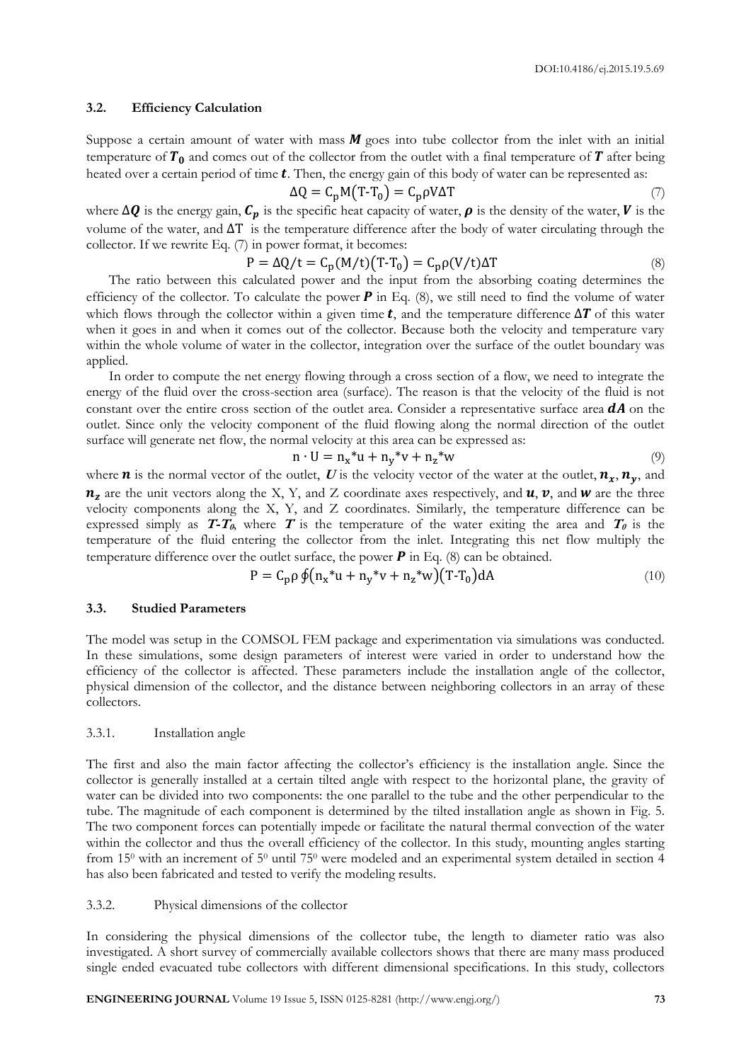### 3.2. Efficiency Calculation

Suppose a certain amount of water with mass $\boldsymbol{M}$ goes into tube collector from the inlet with an initial temperature of $\boldsymbol{T_0}$ and comes out of the collector from the outlet with a final temperature of $\boldsymbol{T}$ after being heated over a certain period of time $\boldsymbol{t}$. Then, the energy gain of this body of water can be represented as:

$$\Delta Q = C_p M(T\text{-}T_0) = C_p \rho V \Delta T \tag{7}$$

where $\boldsymbol{\Delta Q}$ is the energy gain, $\boldsymbol{C_p}$ is the specific heat capacity of water, $\boldsymbol{\rho}$ is the density of the water, $\boldsymbol{V}$ is the volume of the water, and $\Delta T$ is the temperature difference after the body of water circulating through the collector. If we rewrite Eq. (7) in power format, it becomes:

$$P = \Delta Q/t = C_p (M/t)(T\text{-}T_0) = C_p \rho (V/t) \Delta T \tag{8}$$

The ratio between this calculated power and the input from the absorbing coating determines the efficiency of the collector. To calculate the power $\boldsymbol{P}$ in Eq. (8), we still need to find the volume of water which flows through the collector within a given time $\boldsymbol{t}$, and the temperature difference $\boldsymbol{\Delta T}$ of this water when it goes in and when it comes out of the collector. Because both the velocity and temperature vary within the whole volume of water in the collector, integration over the surface of the outlet boundary was applied.

In order to compute the net energy flowing through a cross section of a flow, we need to integrate the energy of the fluid over the cross-section area (surface). The reason is that the velocity of the fluid is not constant over the entire cross section of the outlet area. Consider a representative surface area $\boldsymbol{dA}$ on the outlet. Since only the velocity component of the fluid flowing along the normal direction of the outlet surface will generate net flow, the normal velocity at this area can be expressed as:

$$n \cdot U = n_x{*}u + n_y{*}v + n_z{*}w \tag{9}$$

where $\boldsymbol{n}$ is the normal vector of the outlet, $\boldsymbol{U}$ is the velocity vector of the water at the outlet, $\boldsymbol{n_x}$, $\boldsymbol{n_y}$, and $\boldsymbol{n_z}$ are the unit vectors along the X, Y, and Z coordinate axes respectively, and $\boldsymbol{u}$, $\boldsymbol{v}$, and $\boldsymbol{w}$ are the three velocity components along the X, Y, and Z coordinates. Similarly, the temperature difference can be expressed simply as $\boldsymbol{T\text{-}T_0}$, where $\boldsymbol{T}$ is the temperature of the water exiting the area and $\boldsymbol{T_0}$ is the temperature of the fluid entering the collector from the inlet. Integrating this net flow multiply the temperature difference over the outlet surface, the power $\boldsymbol{P}$ in Eq. (8) can be obtained.

$$P = C_p \rho \oint (n_x{*}u + n_y{*}v + n_z{*}w)(T\text{-}T_0) dA \tag{10}$$

### 3.3. Studied Parameters

The model was setup in the COMSOL FEM package and experimentation via simulations was conducted. In these simulations, some design parameters of interest were varied in order to understand how the efficiency of the collector is affected. These parameters include the installation angle of the collector, physical dimension of the collector, and the distance between neighboring collectors in an array of these collectors.

#### 3.3.1. Installation angle

The first and also the main factor affecting the collector's efficiency is the installation angle. Since the collector is generally installed at a certain tilted angle with respect to the horizontal plane, the gravity of water can be divided into two components: the one parallel to the tube and the other perpendicular to the tube. The magnitude of each component is determined by the tilted installation angle as shown in Fig. 5. The two component forces can potentially impede or facilitate the natural thermal convection of the water within the collector and thus the overall efficiency of the collector. In this study, mounting angles starting from $15^0$ with an increment of $5^0$ until $75^0$ were modeled and an experimental system detailed in section 4 has also been fabricated and tested to verify the modeling results.

#### 3.3.2. Physical dimensions of the collector

In considering the physical dimensions of the collector tube, the length to diameter ratio was also investigated. A short survey of commercially available collectors shows that there are many mass produced single ended evacuated tube collectors with different dimensional specifications. In this study, collectors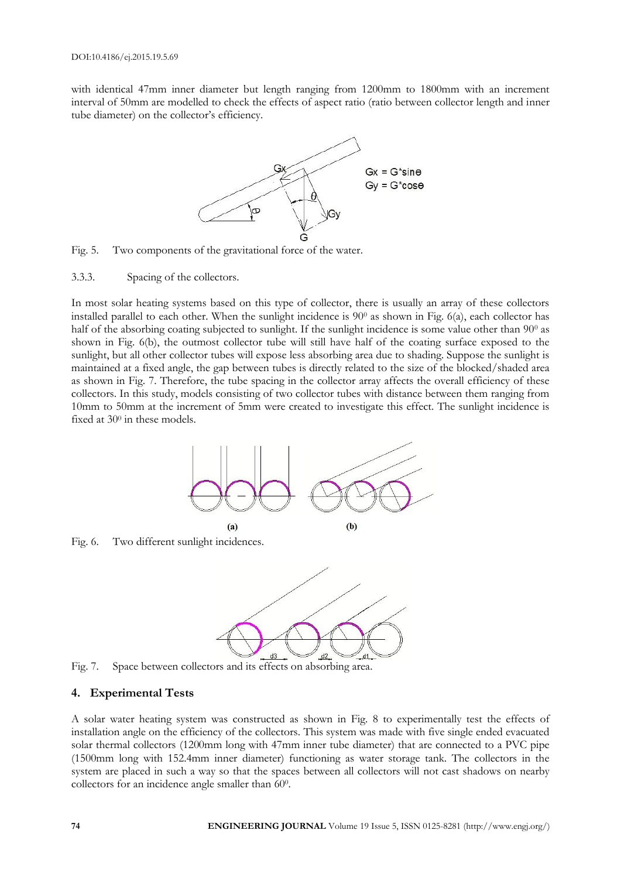with identical 47mm inner diameter but length ranging from 1200mm to 1800mm with an increment interval of 50mm are modelled to check the effects of aspect ratio (ratio between collector length and inner tube diameter) on the collector's efficiency.

Fig. 5. Two components of the gravitational force of the water.

3.3.3. Spacing of the collectors.

In most solar heating systems based on this type of collector, there is usually an array of these collectors installed parallel to each other. When the sunlight incidence is $90^0$ as shown in Fig. 6(a), each collector has half of the absorbing coating subjected to sunlight. If the sunlight incidence is some value other than $90^0$ as shown in Fig. 6(b), the outmost collector tube will still have half of the coating surface exposed to the sunlight, but all other collector tubes will expose less absorbing area due to shading. Suppose the sunlight is maintained at a fixed angle, the gap between tubes is directly related to the size of the blocked/shaded area as shown in Fig. 7. Therefore, the tube spacing in the collector array affects the overall efficiency of these collectors. In this study, models consisting of two collector tubes with distance between them ranging from 10mm to 50mm at the increment of 5mm were created to investigate this effect. The sunlight incidence is fixed at $30^0$ in these models.

Fig. 6. Two different sunlight incidences.

Fig. 7. Space between collectors and its effects on absorbing area.

## 4. Experimental Tests

A solar water heating system was constructed as shown in Fig. 8 to experimentally test the effects of installation angle on the efficiency of the collectors. This system was made with five single ended evacuated solar thermal collectors (1200mm long with 47mm inner tube diameter) that are connected to a PVC pipe (1500mm long with 152.4mm inner diameter) functioning as water storage tank. The collectors in the system are placed in such a way so that the spaces between all collectors will not cast shadows on nearby collectors for an incidence angle smaller than $60^0$.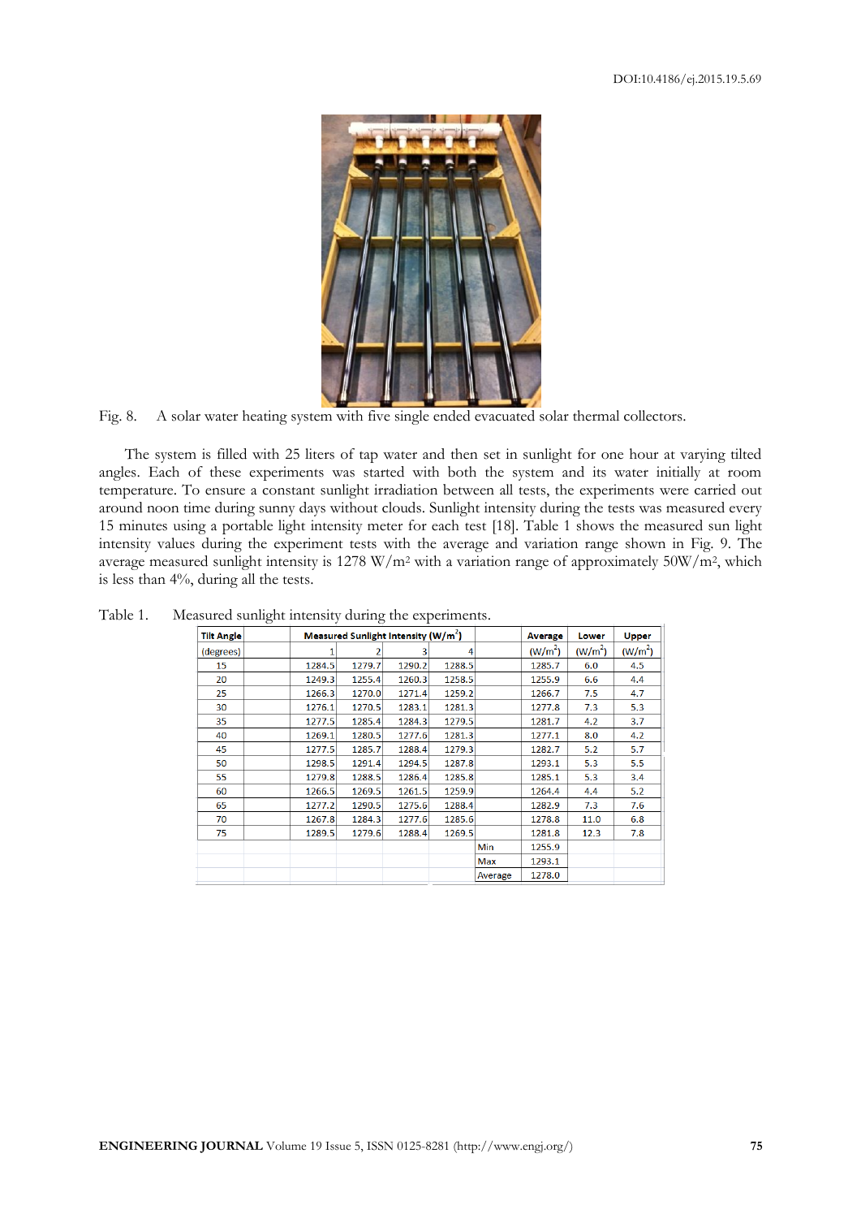Fig. 8. A solar water heating system with five single ended evacuated solar thermal collectors.

The system is filled with 25 liters of tap water and then set in sunlight for one hour at varying tilted angles. Each of these experiments was started with both the system and its water initially at room temperature. To ensure a constant sunlight irradiation between all tests, the experiments were carried out around noon time during sunny days without clouds. Sunlight intensity during the tests was measured every 15 minutes using a portable light intensity meter for each test [18]. Table 1 shows the measured sun light intensity values during the experiment tests with the average and variation range shown in Fig. 9. The average measured sunlight intensity is 1278 W/m² with a variation range of approximately 50W/m², which is less than 4%, during all the tests.

Table 1. Measured sunlight intensity during the experiments.

| Tilt Angle | Measured Sunlight Intensity (W/m²) | | | | | Average | Lower | Upper |
|---|---|---|---|---|---|---|---|---|
| (degrees) | 1 | 2 | 3 | 4 | | (W/m²) | (W/m²) | (W/m²) |
| 15 | 1284.5 | 1279.7 | 1290.2 | 1288.5 | | 1285.7 | 6.0 | 4.5 |
| 20 | 1249.3 | 1255.4 | 1260.3 | 1258.5 | | 1255.9 | 6.6 | 4.4 |
| 25 | 1266.3 | 1270.0 | 1271.4 | 1259.2 | | 1266.7 | 7.5 | 4.7 |
| 30 | 1276.1 | 1270.5 | 1283.1 | 1281.3 | | 1277.8 | 7.3 | 5.3 |
| 35 | 1277.5 | 1285.4 | 1284.3 | 1279.5 | | 1281.7 | 4.2 | 3.7 |
| 40 | 1269.1 | 1280.5 | 1277.6 | 1281.3 | | 1277.1 | 8.0 | 4.2 |
| 45 | 1277.5 | 1285.7 | 1288.4 | 1279.3 | | 1282.7 | 5.2 | 5.7 |
| 50 | 1298.5 | 1291.4 | 1294.5 | 1287.8 | | 1293.1 | 5.3 | 5.5 |
| 55 | 1279.8 | 1288.5 | 1286.4 | 1285.8 | | 1285.1 | 5.3 | 3.4 |
| 60 | 1266.5 | 1269.5 | 1261.5 | 1259.9 | | 1264.4 | 4.4 | 5.2 |
| 65 | 1277.2 | 1290.5 | 1275.6 | 1288.4 | | 1282.9 | 7.3 | 7.6 |
| 70 | 1267.8 | 1284.3 | 1277.6 | 1285.6 | | 1278.8 | 11.0 | 6.8 |
| 75 | 1289.5 | 1279.6 | 1288.4 | 1269.5 | | 1281.8 | 12.3 | 7.8 |
| | | | | | Min | 1255.9 | | |
| | | | | | Max | 1293.1 | | |
| | | | | | Average | 1278.0 | | |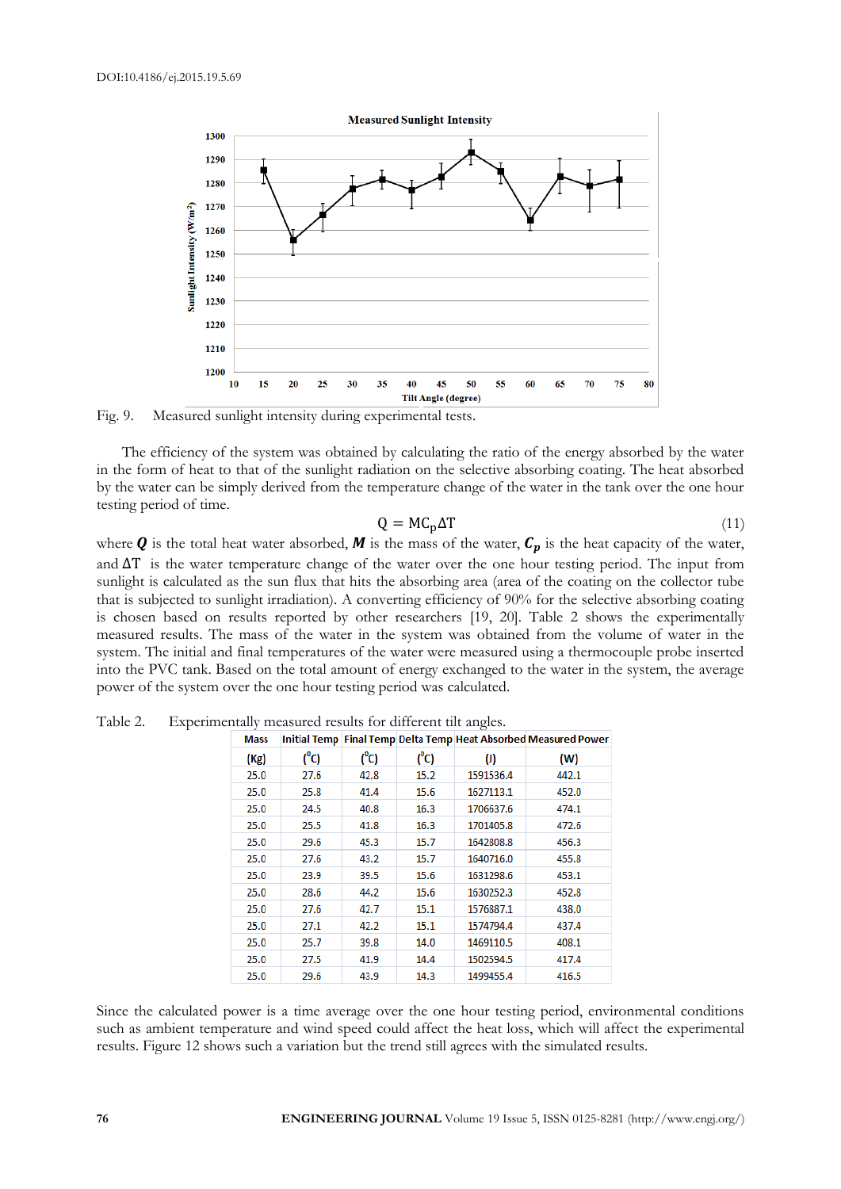Fig. 9. Measured sunlight intensity during experimental tests.

The efficiency of the system was obtained by calculating the ratio of the energy absorbed by the water in the form of heat to that of the sunlight radiation on the selective absorbing coating. The heat absorbed by the water can be simply derived from the temperature change of the water in the tank over the one hour testing period of time.

$$Q = MC_p\Delta T \tag{11}$$

where $\boldsymbol{Q}$ is the total heat water absorbed, $\boldsymbol{M}$ is the mass of the water, $\boldsymbol{C_p}$ is the heat capacity of the water, and $\Delta T$ is the water temperature change of the water over the one hour testing period. The input from sunlight is calculated as the sun flux that hits the absorbing area (area of the coating on the collector tube that is subjected to sunlight irradiation). A converting efficiency of 90% for the selective absorbing coating is chosen based on results reported by other researchers [19, 20]. Table 2 shows the experimentally measured results. The mass of the water in the system was obtained from the volume of water in the system. The initial and final temperatures of the water were measured using a thermocouple probe inserted into the PVC tank. Based on the total amount of energy exchanged to the water in the system, the average power of the system over the one hour testing period was calculated.

Table 2. Experimentally measured results for different tilt angles.

| Mass | Initial Temp | Final Temp | Delta Temp | Heat Absorbed | Measured Power |
|---|---|---|---|---|---|
| (Kg) | ($^o$C) | ($^o$C) | ($^o$C) | (J) | (W) |
| 25.0 | 27.6 | 42.8 | 15.2 | 1591536.4 | 442.1 |
| 25.0 | 25.8 | 41.4 | 15.6 | 1627113.1 | 452.0 |
| 25.0 | 24.5 | 40.8 | 16.3 | 1706637.6 | 474.1 |
| 25.0 | 25.5 | 41.8 | 16.3 | 1701405.8 | 472.6 |
| 25.0 | 29.6 | 45.3 | 15.7 | 1642808.8 | 456.3 |
| 25.0 | 27.6 | 43.2 | 15.7 | 1640716.0 | 455.8 |
| 25.0 | 23.9 | 39.5 | 15.6 | 1631298.6 | 453.1 |
| 25.0 | 28.6 | 44.2 | 15.6 | 1630252.3 | 452.8 |
| 25.0 | 27.6 | 42.7 | 15.1 | 1576887.1 | 438.0 |
| 25.0 | 27.1 | 42.2 | 15.1 | 1574794.4 | 437.4 |
| 25.0 | 25.7 | 39.8 | 14.0 | 1469110.5 | 408.1 |
| 25.0 | 27.5 | 41.9 | 14.4 | 1502594.5 | 417.4 |
| 25.0 | 29.6 | 43.9 | 14.3 | 1499455.4 | 416.5 |

Since the calculated power is a time average over the one hour testing period, environmental conditions such as ambient temperature and wind speed could affect the heat loss, which will affect the experimental results. Figure 12 shows such a variation but the trend still agrees with the simulated results.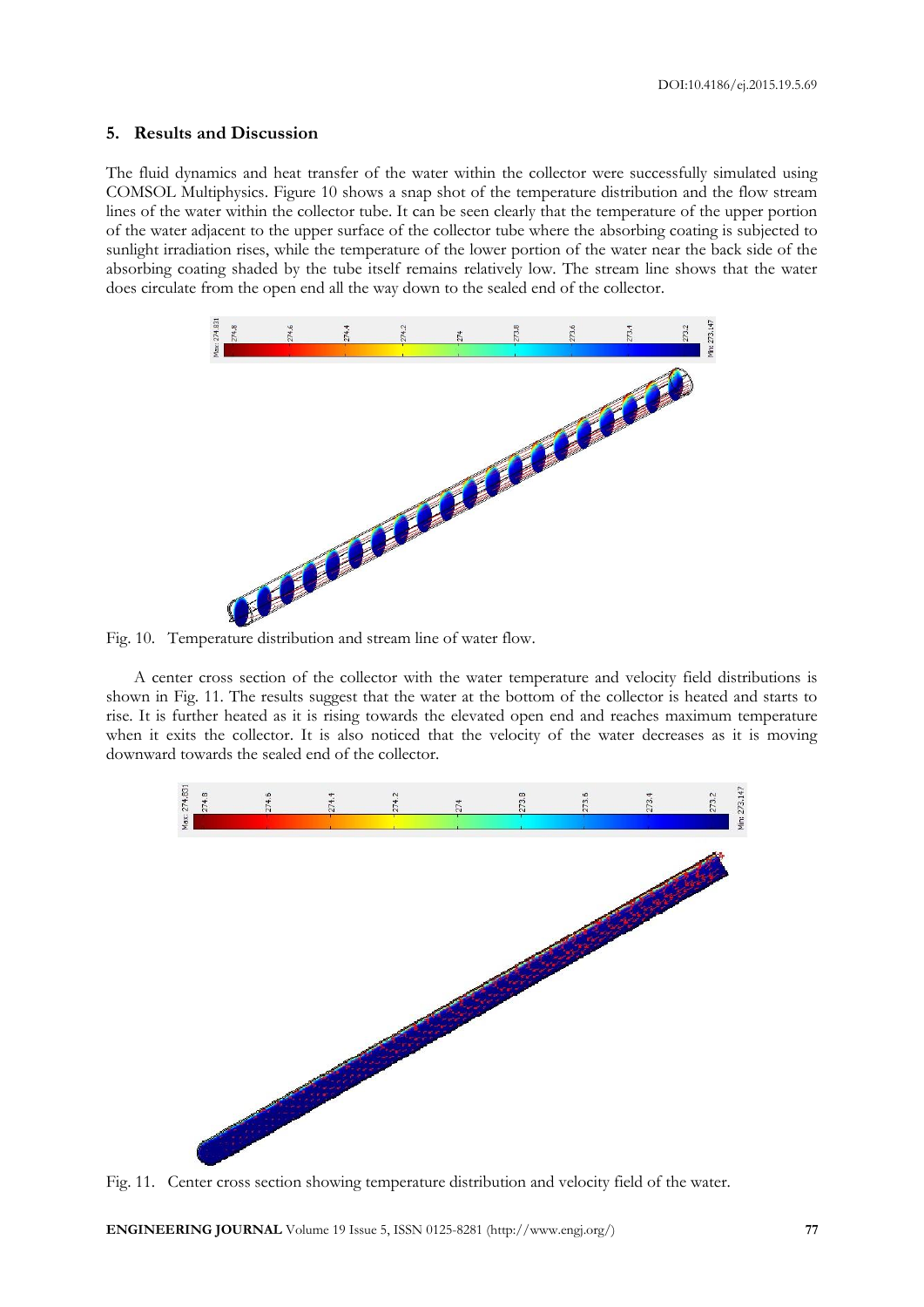## 5. Results and Discussion

The fluid dynamics and heat transfer of the water within the collector were successfully simulated using COMSOL Multiphysics. Figure 10 shows a snap shot of the temperature distribution and the flow stream lines of the water within the collector tube. It can be seen clearly that the temperature of the upper portion of the water adjacent to the upper surface of the collector tube where the absorbing coating is subjected to sunlight irradiation rises, while the temperature of the lower portion of the water near the back side of the absorbing coating shaded by the tube itself remains relatively low. The stream line shows that the water does circulate from the open end all the way down to the sealed end of the collector.

Fig. 10. Temperature distribution and stream line of water flow.

A center cross section of the collector with the water temperature and velocity field distributions is shown in Fig. 11. The results suggest that the water at the bottom of the collector is heated and starts to rise. It is further heated as it is rising towards the elevated open end and reaches maximum temperature when it exits the collector. It is also noticed that the velocity of the water decreases as it is moving downward towards the sealed end of the collector.

Fig. 11. Center cross section showing temperature distribution and velocity field of the water.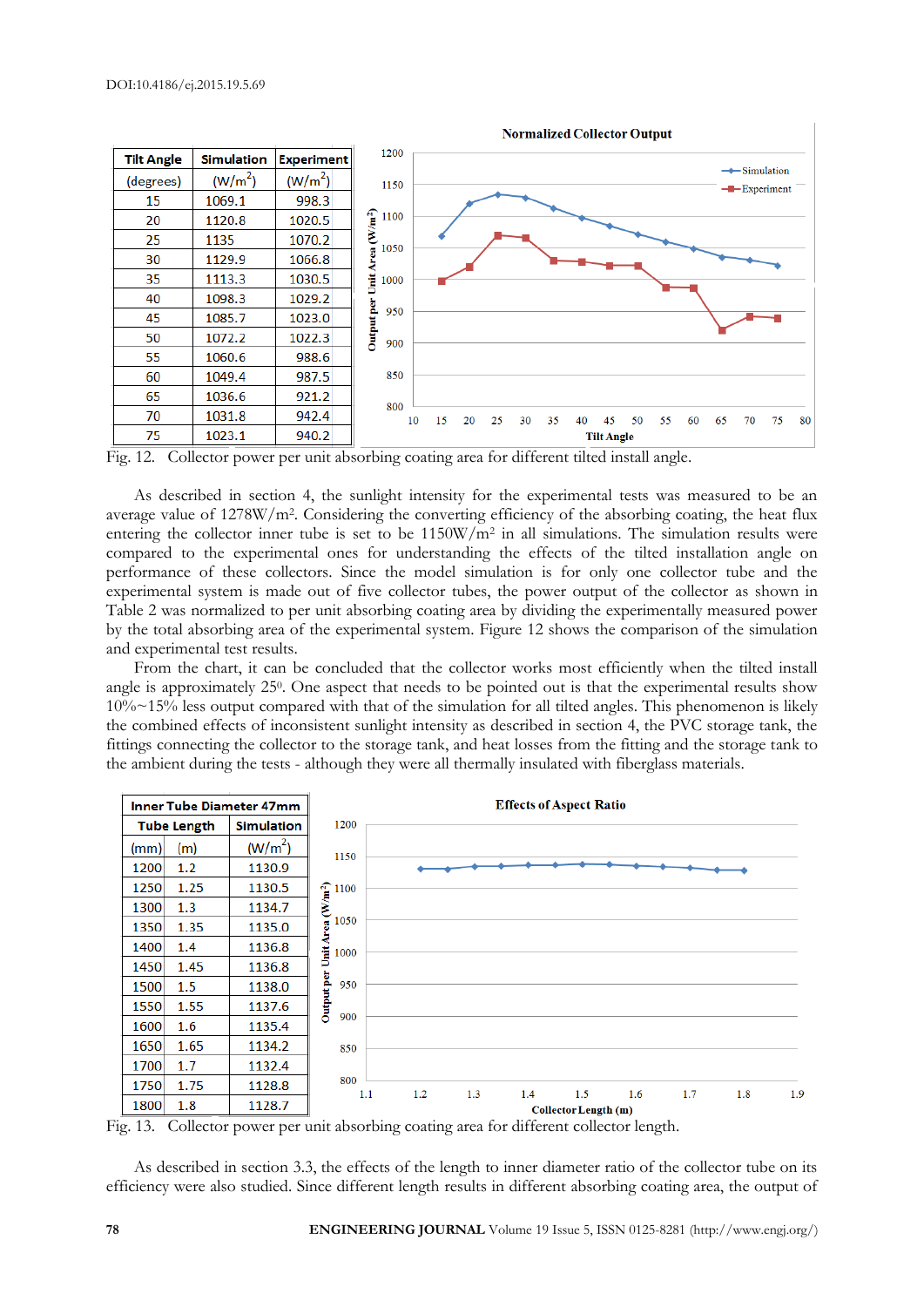| Tilt Angle | Simulation | Experiment |
|---|---|---|
| (degrees) | ($W/m^2$) | ($W/m^2$) |
| 15 | 1069.1 | 998.3 |
| 20 | 1120.8 | 1020.5 |
| 25 | 1135 | 1070.2 |
| 30 | 1129.9 | 1066.8 |
| 35 | 1113.3 | 1030.5 |
| 40 | 1098.3 | 1029.2 |
| 45 | 1085.7 | 1023.0 |
| 50 | 1072.2 | 1022.3 |
| 55 | 1060.6 | 988.6 |
| 60 | 1049.4 | 987.5 |
| 65 | 1036.6 | 921.2 |
| 70 | 1031.8 | 942.4 |
| 75 | 1023.1 | 940.2 |

Fig. 12. Collector power per unit absorbing coating area for different tilted install angle.

As described in section 4, the sunlight intensity for the experimental tests was measured to be an average value of 1278W/m². Considering the converting efficiency of the absorbing coating, the heat flux entering the collector inner tube is set to be 1150W/m² in all simulations. The simulation results were compared to the experimental ones for understanding the effects of the tilted installation angle on performance of these collectors. Since the model simulation is for only one collector tube and the experimental system is made out of five collector tubes, the power output of the collector as shown in Table 2 was normalized to per unit absorbing coating area by dividing the experimentally measured power by the total absorbing area of the experimental system. Figure 12 shows the comparison of the simulation and experimental test results.

From the chart, it can be concluded that the collector works most efficiently when the tilted install angle is approximately 25⁰. One aspect that needs to be pointed out is that the experimental results show 10%~15% less output compared with that of the simulation for all tilted angles. This phenomenon is likely the combined effects of inconsistent sunlight intensity as described in section 4, the PVC storage tank, the fittings connecting the collector to the storage tank, and heat losses from the fitting and the storage tank to the ambient during the tests - although they were all thermally insulated with fiberglass materials.

| Inner Tube Diameter 47mm | | |
|---|---|---|
| Tube Length | | Simulation |
| (mm) | (m) | ($W/m^2$) |
| 1200 | 1.2 | 1130.9 |
| 1250 | 1.25 | 1130.5 |
| 1300 | 1.3 | 1134.7 |
| 1350 | 1.35 | 1135.0 |
| 1400 | 1.4 | 1136.8 |
| 1450 | 1.45 | 1136.8 |
| 1500 | 1.5 | 1138.0 |
| 1550 | 1.55 | 1137.6 |
| 1600 | 1.6 | 1135.4 |
| 1650 | 1.65 | 1134.2 |
| 1700 | 1.7 | 1132.4 |
| 1750 | 1.75 | 1128.8 |
| 1800 | 1.8 | 1128.7 |

Fig. 13. Collector power per unit absorbing coating area for different collector length.

As described in section 3.3, the effects of the length to inner diameter ratio of the collector tube on its efficiency were also studied. Since different length results in different absorbing coating area, the output of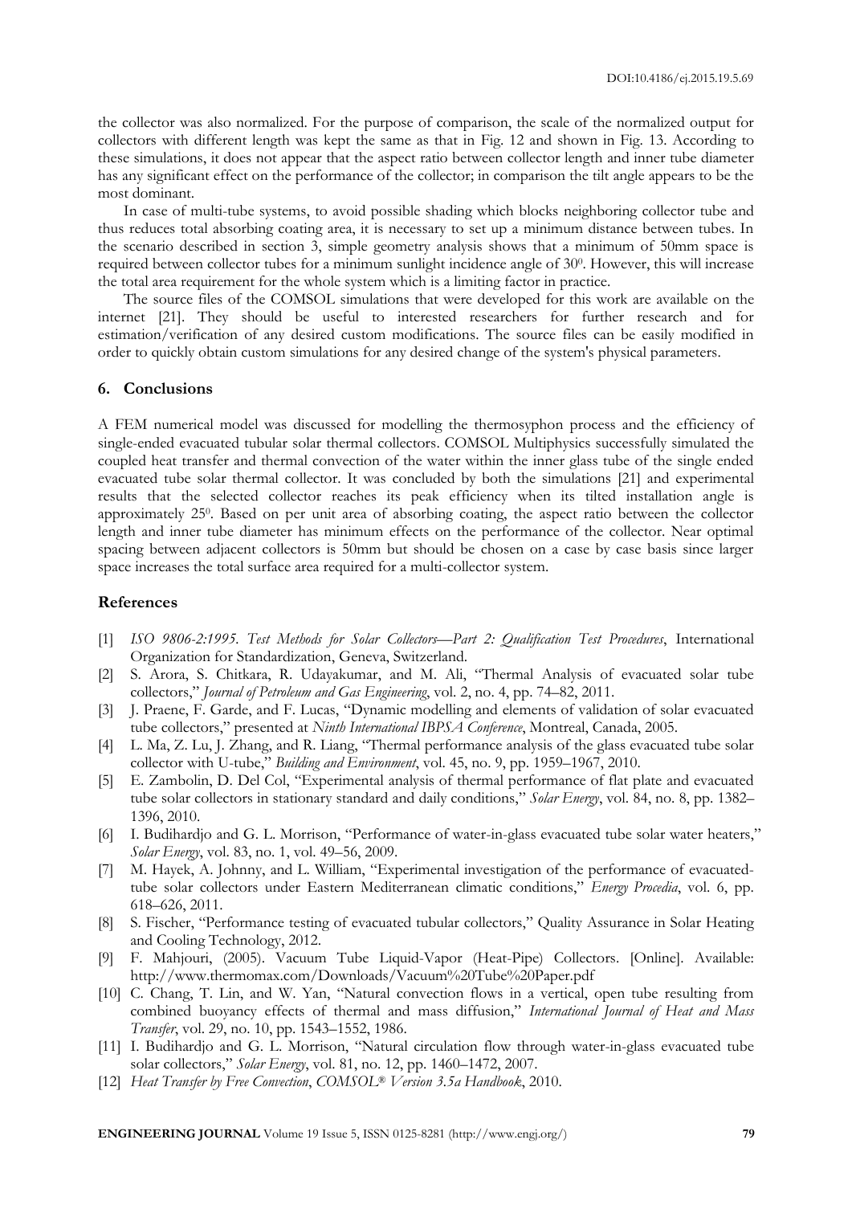the collector was also normalized. For the purpose of comparison, the scale of the normalized output for collectors with different length was kept the same as that in Fig. 12 and shown in Fig. 13. According to these simulations, it does not appear that the aspect ratio between collector length and inner tube diameter has any significant effect on the performance of the collector; in comparison the tilt angle appears to be the most dominant.

In case of multi-tube systems, to avoid possible shading which blocks neighboring collector tube and thus reduces total absorbing coating area, it is necessary to set up a minimum distance between tubes. In the scenario described in section 3, simple geometry analysis shows that a minimum of 50mm space is required between collector tubes for a minimum sunlight incidence angle of $30^0$. However, this will increase the total area requirement for the whole system which is a limiting factor in practice.

The source files of the COMSOL simulations that were developed for this work are available on the internet [21]. They should be useful to interested researchers for further research and for estimation/verification of any desired custom modifications. The source files can be easily modified in order to quickly obtain custom simulations for any desired change of the system's physical parameters.

## 6. Conclusions

A FEM numerical model was discussed for modelling the thermosyphon process and the efficiency of single-ended evacuated tubular solar thermal collectors. COMSOL Multiphysics successfully simulated the coupled heat transfer and thermal convection of the water within the inner glass tube of the single ended evacuated tube solar thermal collector. It was concluded by both the simulations [21] and experimental results that the selected collector reaches its peak efficiency when its tilted installation angle is approximately $25^0$. Based on per unit area of absorbing coating, the aspect ratio between the collector length and inner tube diameter has minimum effects on the performance of the collector. Near optimal spacing between adjacent collectors is 50mm but should be chosen on a case by case basis since larger space increases the total surface area required for a multi-collector system.

## References

[1] *ISO 9806-2:1995. Test Methods for Solar Collectors—Part 2: Qualification Test Procedures*, International Organization for Standardization, Geneva, Switzerland.

[2] S. Arora, S. Chitkara, R. Udayakumar, and M. Ali, "Thermal Analysis of evacuated solar tube collectors," *Journal of Petroleum and Gas Engineering*, vol. 2, no. 4, pp. 74–82, 2011.

[3] J. Praene, F. Garde, and F. Lucas, "Dynamic modelling and elements of validation of solar evacuated tube collectors," presented at *Ninth International IBPSA Conference*, Montreal, Canada, 2005.

[4] L. Ma, Z. Lu, J. Zhang, and R. Liang, "Thermal performance analysis of the glass evacuated tube solar collector with U-tube," *Building and Environment*, vol. 45, no. 9, pp. 1959–1967, 2010.

[5] E. Zambolin, D. Del Col, "Experimental analysis of thermal performance of flat plate and evacuated tube solar collectors in stationary standard and daily conditions," *Solar Energy*, vol. 84, no. 8, pp. 1382–1396, 2010.

[6] I. Budihardjo and G. L. Morrison, "Performance of water-in-glass evacuated tube solar water heaters," *Solar Energy*, vol. 83, no. 1, vol. 49–56, 2009.

[7] M. Hayek, A. Johnny, and L. William, "Experimental investigation of the performance of evacuated-tube solar collectors under Eastern Mediterranean climatic conditions," *Energy Procedia*, vol. 6, pp. 618–626, 2011.

[8] S. Fischer, "Performance testing of evacuated tubular collectors," Quality Assurance in Solar Heating and Cooling Technology, 2012.

[9] F. Mahjouri, (2005). Vacuum Tube Liquid-Vapor (Heat-Pipe) Collectors. [Online]. Available: http://www.thermomax.com/Downloads/Vacuum%20Tube%20Paper.pdf

[10] C. Chang, T. Lin, and W. Yan, "Natural convection flows in a vertical, open tube resulting from combined buoyancy effects of thermal and mass diffusion," *International Journal of Heat and Mass Transfer*, vol. 29, no. 10, pp. 1543–1552, 1986.

[11] I. Budihardjo and G. L. Morrison, "Natural circulation flow through water-in-glass evacuated tube solar collectors," *Solar Energy*, vol. 81, no. 12, pp. 1460–1472, 2007.

[12] *Heat Transfer by Free Convection*, *COMSOL® Version 3.5a Handbook*, 2010.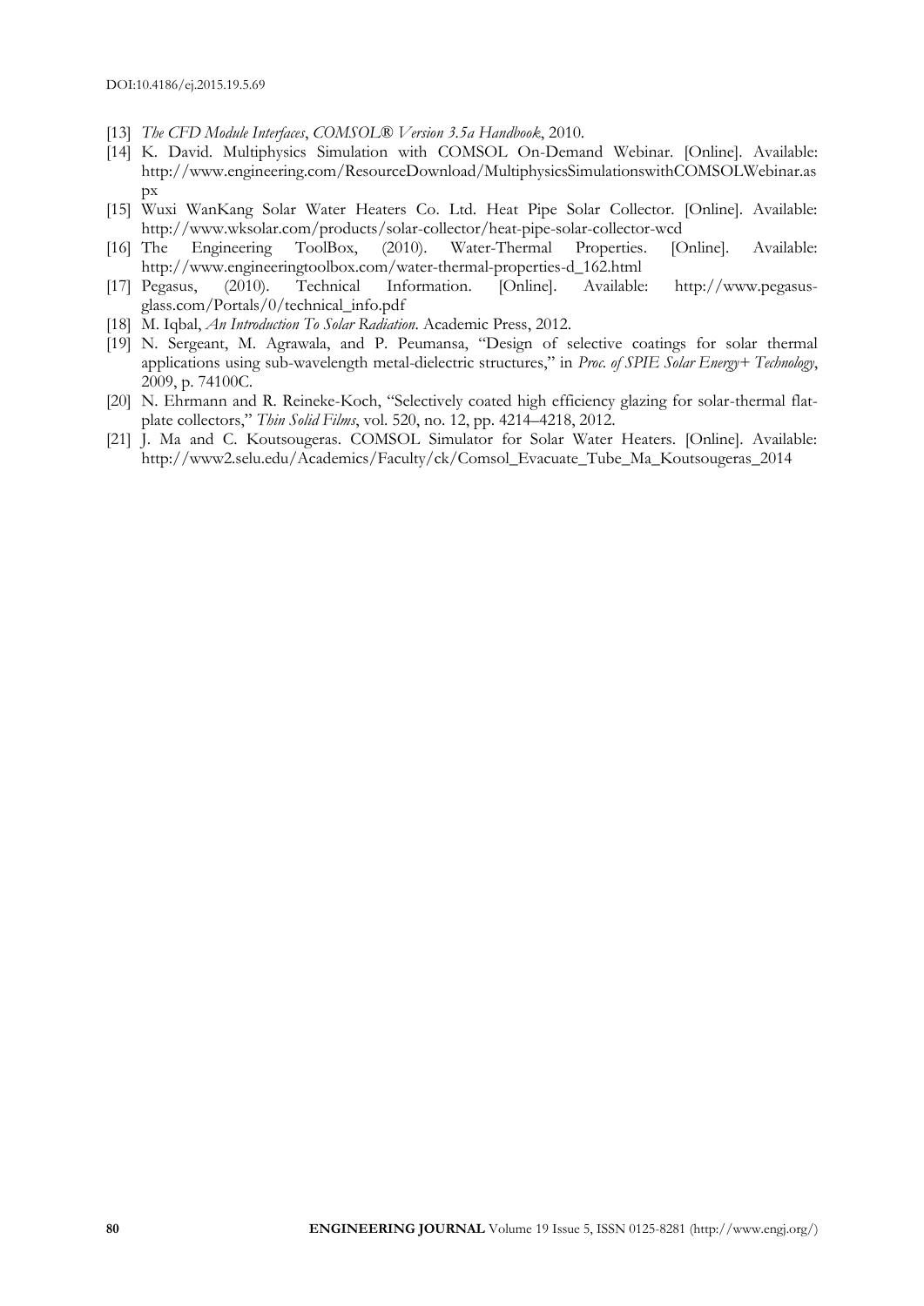[13] *The CFD Module Interfaces*, *COMSOL® Version 3.5a Handbook*, 2010.

[14] K. David. Multiphysics Simulation with COMSOL On-Demand Webinar. [Online]. Available: http://www.engineering.com/ResourceDownload/MultiphysicsSimulationswithCOMSOLWebinar.aspx

[15] Wuxi WanKang Solar Water Heaters Co. Ltd. Heat Pipe Solar Collector. [Online]. Available: http://www.wksolar.com/products/solar-collector/heat-pipe-solar-collector-wcd

[16] The Engineering ToolBox, (2010). Water-Thermal Properties. [Online]. Available: http://www.engineeringtoolbox.com/water-thermal-properties-d_162.html

[17] Pegasus, (2010). Technical Information. [Online]. Available: http://www.pegasus-glass.com/Portals/0/technical_info.pdf

[18] M. Iqbal, *An Introduction To Solar Radiation*. Academic Press, 2012.

[19] N. Sergeant, M. Agrawala, and P. Peumansa, "Design of selective coatings for solar thermal applications using sub-wavelength metal-dielectric structures," in *Proc. of SPIE Solar Energy+ Technology*, 2009, p. 74100C.

[20] N. Ehrmann and R. Reineke-Koch, "Selectively coated high efficiency glazing for solar-thermal flat-plate collectors," *Thin Solid Films*, vol. 520, no. 12, pp. 4214–4218, 2012.

[21] J. Ma and C. Koutsougeras. COMSOL Simulator for Solar Water Heaters. [Online]. Available: http://www2.selu.edu/Academics/Faculty/ck/Comsol_Evacuate_Tube_Ma_Koutsougeras_2014